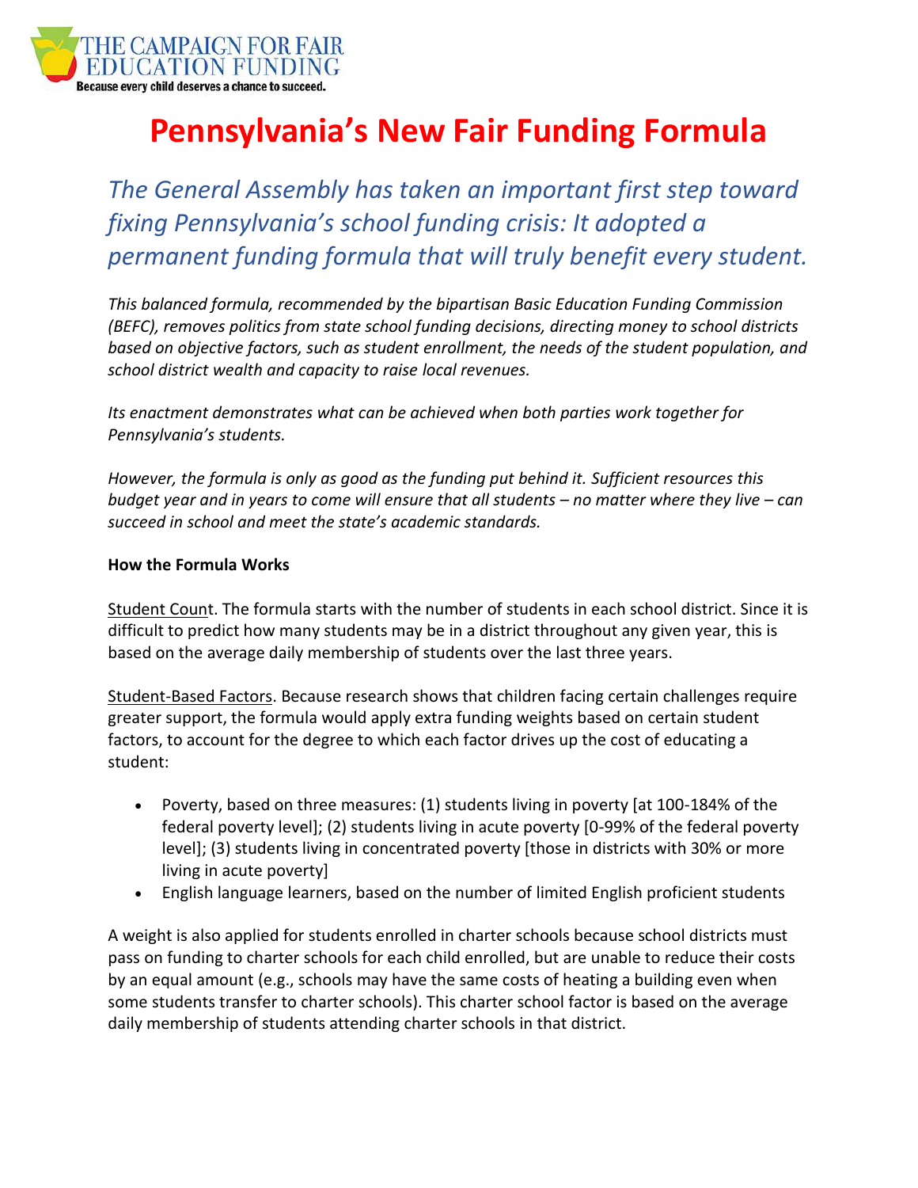THE CAMPAIGN FOR FAIR EDUCATION FUNDING

Because every child deserves a chance to succeed.

# Pennsylvania's New Fair Funding Formula

## *The General Assembly has taken an important first step toward fixing Pennsylvania's school funding crisis: It adopted a permanent funding formula that will truly benefit every student.*

*This balanced formula, recommended by the bipartisan Basic Education Funding Commission (BEFC), removes politics from state school funding decisions, directing money to school districts based on objective factors, such as student enrollment, the needs of the student population, and school district wealth and capacity to raise local revenues.*

*Its enactment demonstrates what can be achieved when both parties work together for Pennsylvania's students.*

*However, the formula is only as good as the funding put behind it. Sufficient resources this budget year and in years to come will ensure that all students – no matter where they live – can succeed in school and meet the state's academic standards.*

**How the Formula Works**

Student Count. The formula starts with the number of students in each school district. Since it is difficult to predict how many students may be in a district throughout any given year, this is based on the average daily membership of students over the last three years.

Student-Based Factors. Because research shows that children facing certain challenges require greater support, the formula would apply extra funding weights based on certain student factors, to account for the degree to which each factor drives up the cost of educating a student:

- Poverty, based on three measures: (1) students living in poverty [at 100-184% of the federal poverty level]; (2) students living in acute poverty [0-99% of the federal poverty level]; (3) students living in concentrated poverty [those in districts with 30% or more living in acute poverty]
- English language learners, based on the number of limited English proficient students

A weight is also applied for students enrolled in charter schools because school districts must pass on funding to charter schools for each child enrolled, but are unable to reduce their costs by an equal amount (e.g., schools may have the same costs of heating a building even when some students transfer to charter schools). This charter school factor is based on the average daily membership of students attending charter schools in that district.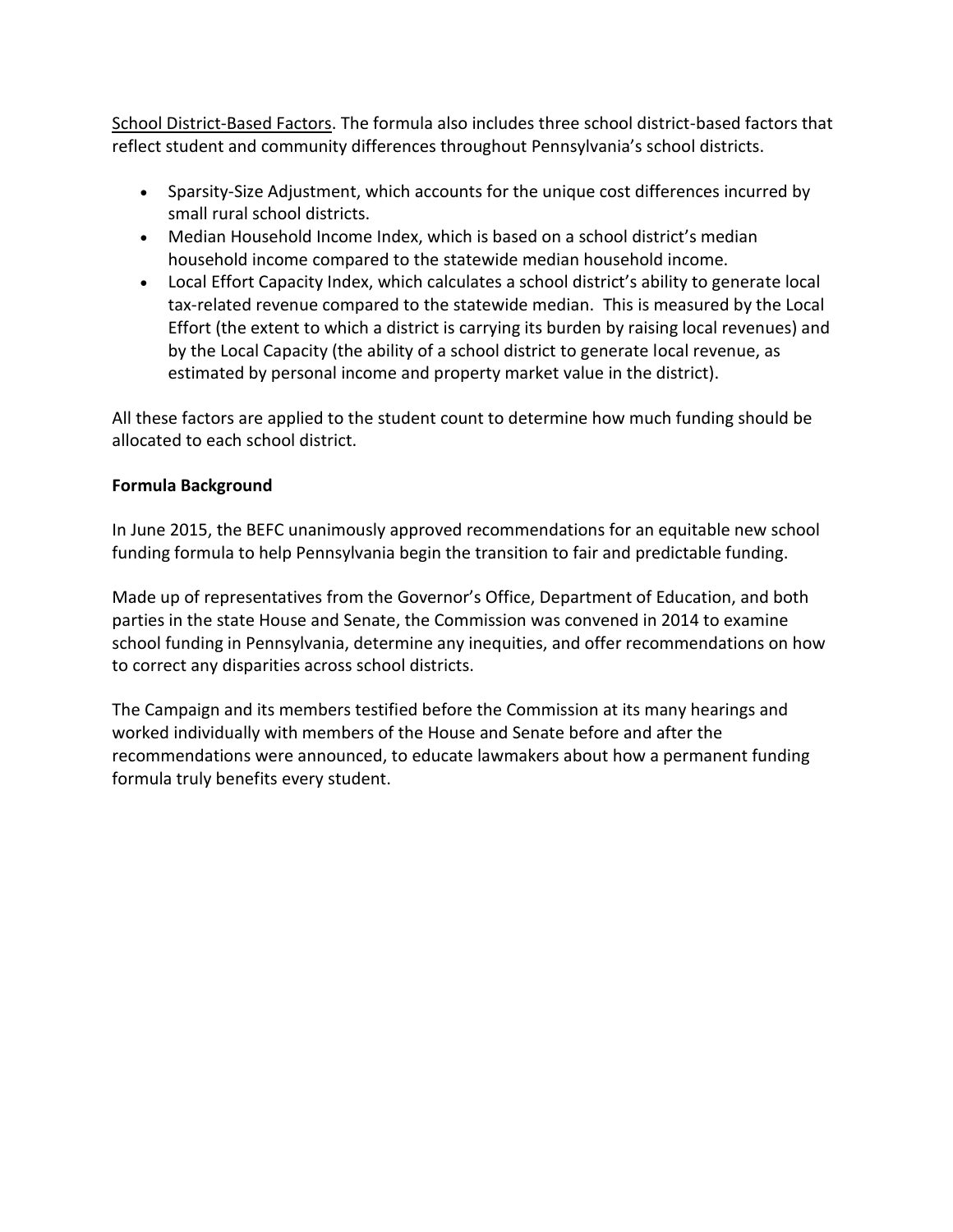<u>School District-Based Factors</u>. The formula also includes three school district-based factors that reflect student and community differences throughout Pennsylvania's school districts.

- Sparsity-Size Adjustment, which accounts for the unique cost differences incurred by small rural school districts.
- Median Household Income Index, which is based on a school district's median household income compared to the statewide median household income.
- Local Effort Capacity Index, which calculates a school district's ability to generate local tax-related revenue compared to the statewide median. This is measured by the Local Effort (the extent to which a district is carrying its burden by raising local revenues) and by the Local Capacity (the ability of a school district to generate local revenue, as estimated by personal income and property market value in the district).

All these factors are applied to the student count to determine how much funding should be allocated to each school district.

**Formula Background**

In June 2015, the BEFC unanimously approved recommendations for an equitable new school funding formula to help Pennsylvania begin the transition to fair and predictable funding.

Made up of representatives from the Governor's Office, Department of Education, and both parties in the state House and Senate, the Commission was convened in 2014 to examine school funding in Pennsylvania, determine any inequities, and offer recommendations on how to correct any disparities across school districts.

The Campaign and its members testified before the Commission at its many hearings and worked individually with members of the House and Senate before and after the recommendations were announced, to educate lawmakers about how a permanent funding formula truly benefits every student.